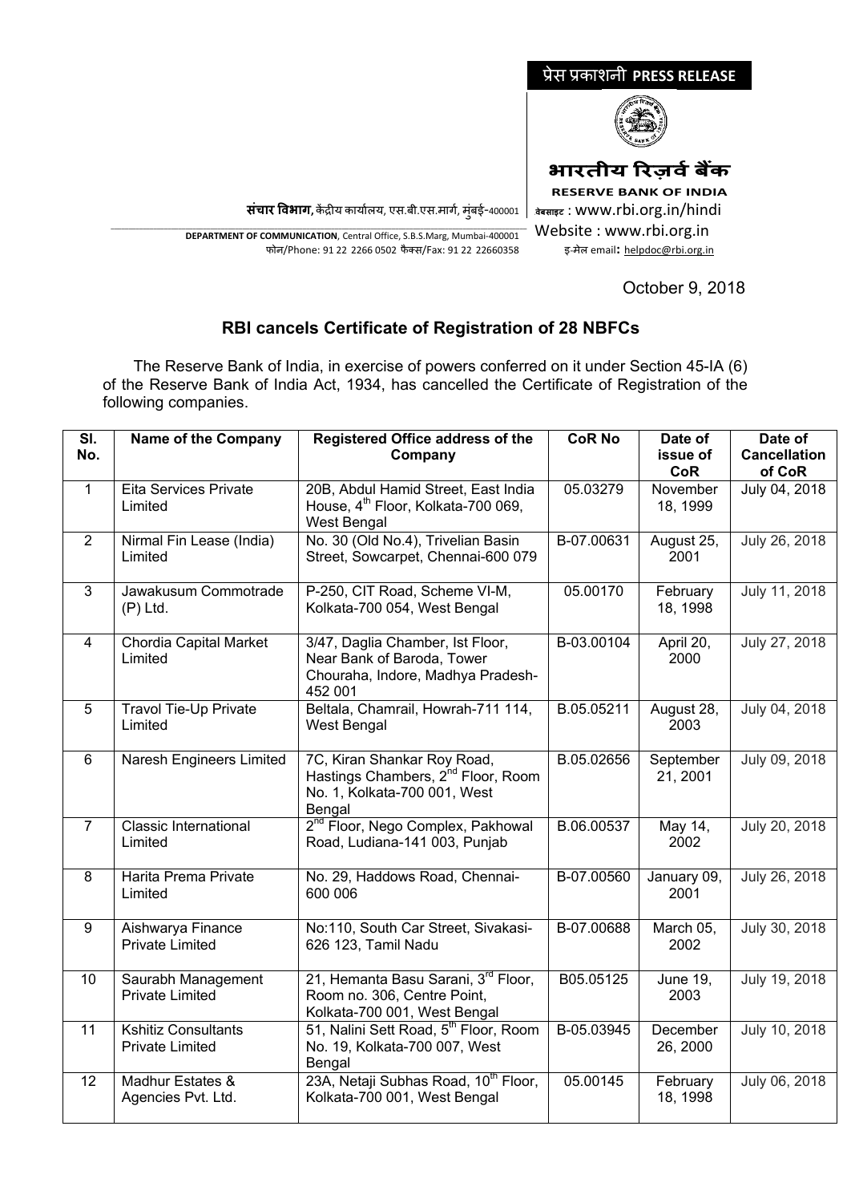प्रेस प्रकाशनी **PRESS RELEASE**

**भारतीय रिज़र्व बैंक**

**RESERVE BANK OF INDIA**

**संचार विभाग**, केंद्रीय कार्यालय, एस.बी.एस.मार्ग, मुंबई-400001

**DEPARTMENT OF COMMUNICATION**, Central Office, S.B.S.Marg, Mumbai-400001

फोन/Phone: 91 22 2266 0502 फैक्स/Fax: 91 22 22660358

वेबसाइट : www.rbi.org.in/hindi

Website : www.rbi.org.in

इ-मेल email: helpdoc@rbi.org.in

October 9, 2018

## RBI cancels Certificate of Registration of 28 NBFCs

The Reserve Bank of India, in exercise of powers conferred on it under Section 45-IA (6) of the Reserve Bank of India Act, 1934, has cancelled the Certificate of Registration of the following companies.

| Sl. No. | Name of the Company | Registered Office address of the Company | CoR No | Date of issue of CoR | Date of Cancellation of CoR |
|---|---|---|---|---|---|
| 1 | Eita Services Private Limited | 20B, Abdul Hamid Street, East India House, 4th Floor, Kolkata-700 069, West Bengal | 05.03279 | November 18, 1999 | July 04, 2018 |
| 2 | Nirmal Fin Lease (India) Limited | No. 30 (Old No.4), Trivelian Basin Street, Sowcarpet, Chennai-600 079 | B-07.00631 | August 25, 2001 | July 26, 2018 |
| 3 | Jawakusum Commotrade (P) Ltd. | P-250, CIT Road, Scheme VI-M, Kolkata-700 054, West Bengal | 05.00170 | February 18, 1998 | July 11, 2018 |
| 4 | Chordia Capital Market Limited | 3/47, Daglia Chamber, Ist Floor, Near Bank of Baroda, Tower Chouraha, Indore, Madhya Pradesh-452 001 | B-03.00104 | April 20, 2000 | July 27, 2018 |
| 5 | Travol Tie-Up Private Limited | Beltala, Chamrail, Howrah-711 114, West Bengal | B.05.05211 | August 28, 2003 | July 04, 2018 |
| 6 | Naresh Engineers Limited | 7C, Kiran Shankar Roy Road, Hastings Chambers, 2nd Floor, Room No. 1, Kolkata-700 001, West Bengal | B.05.02656 | September 21, 2001 | July 09, 2018 |
| 7 | Classic International Limited | 2nd Floor, Nego Complex, Pakhowal Road, Ludiana-141 003, Punjab | B.06.00537 | May 14, 2002 | July 20, 2018 |
| 8 | Harita Prema Private Limited | No. 29, Haddows Road, Chennai-600 006 | B-07.00560 | January 09, 2001 | July 26, 2018 |
| 9 | Aishwarya Finance Private Limited | No:110, South Car Street, Sivakasi-626 123, Tamil Nadu | B-07.00688 | March 05, 2002 | July 30, 2018 |
| 10 | Saurabh Management Private Limited | 21, Hemanta Basu Sarani, 3rd Floor, Room no. 306, Centre Point, Kolkata-700 001, West Bengal | B05.05125 | June 19, 2003 | July 19, 2018 |
| 11 | Kshitiz Consultants Private Limited | 51, Nalini Sett Road, 5th Floor, Room No. 19, Kolkata-700 007, West Bengal | B-05.03945 | December 26, 2000 | July 10, 2018 |
| 12 | Madhur Estates & Agencies Pvt. Ltd. | 23A, Netaji Subhas Road, 10th Floor, Kolkata-700 001, West Bengal | 05.00145 | February 18, 1998 | July 06, 2018 |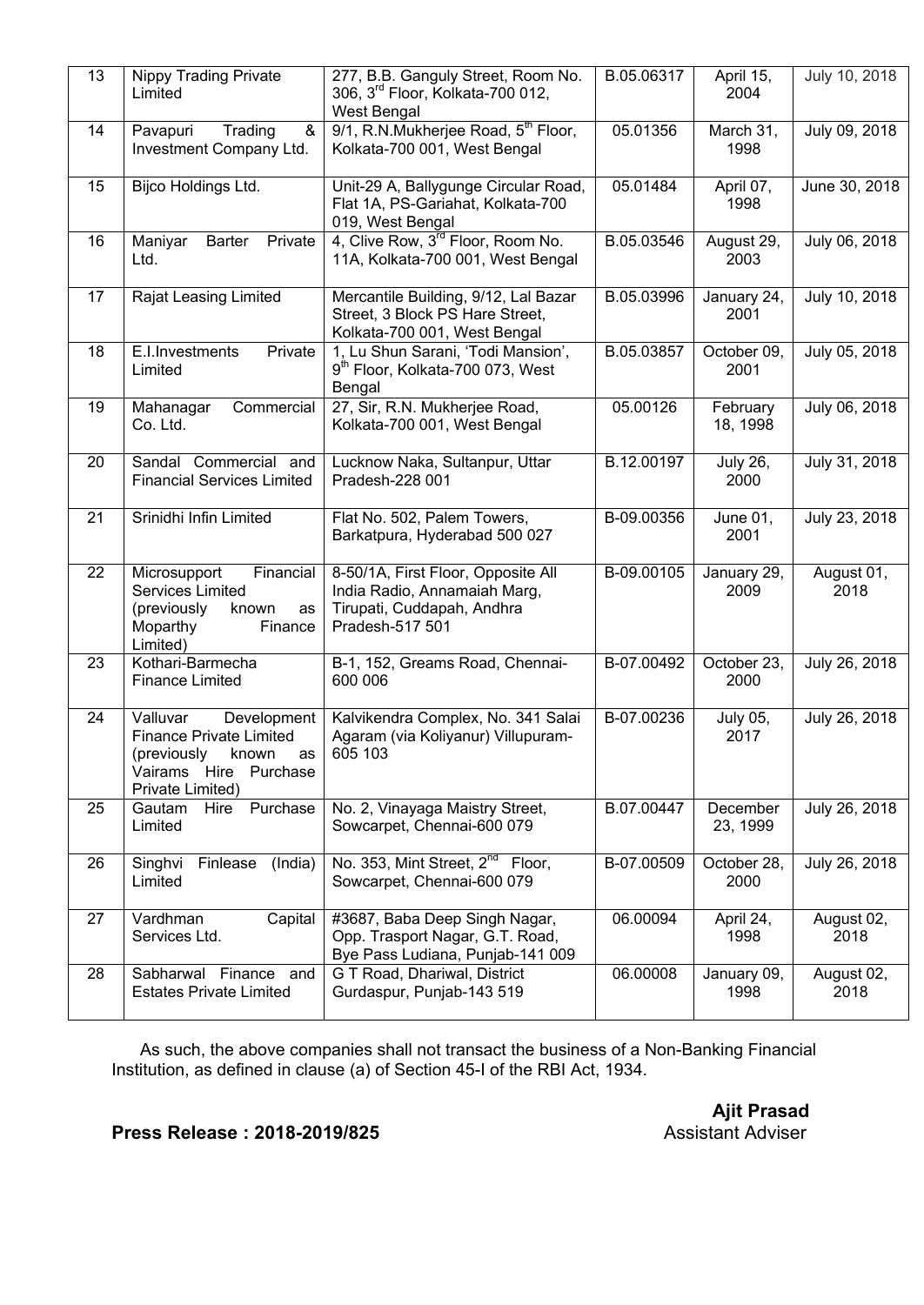| | | | | | |
|---|---|---|---|---|---|
| 13 | Nippy Trading Private Limited | 277, B.B. Ganguly Street, Room No. 306, 3rd Floor, Kolkata-700 012, West Bengal | B.05.06317 | April 15, 2004 | July 10, 2018 |
| 14 | Pavapuri Trading & Investment Company Ltd. | 9/1, R.N.Mukherjee Road, 5th Floor, Kolkata-700 001, West Bengal | 05.01356 | March 31, 1998 | July 09, 2018 |
| 15 | Bijco Holdings Ltd. | Unit-29 A, Ballygunge Circular Road, Flat 1A, PS-Gariahat, Kolkata-700 019, West Bengal | 05.01484 | April 07, 1998 | June 30, 2018 |
| 16 | Maniyar Barter Private Ltd. | 4, Clive Row, 3rd Floor, Room No. 11A, Kolkata-700 001, West Bengal | B.05.03546 | August 29, 2003 | July 06, 2018 |
| 17 | Rajat Leasing Limited | Mercantile Building, 9/12, Lal Bazar Street, 3 Block PS Hare Street, Kolkata-700 001, West Bengal | B.05.03996 | January 24, 2001 | July 10, 2018 |
| 18 | E.I.Investments Private Limited | 1, Lu Shun Sarani, 'Todi Mansion', 9th Floor, Kolkata-700 073, West Bengal | B.05.03857 | October 09, 2001 | July 05, 2018 |
| 19 | Mahanagar Commercial Co. Ltd. | 27, Sir, R.N. Mukherjee Road, Kolkata-700 001, West Bengal | 05.00126 | February 18, 1998 | July 06, 2018 |
| 20 | Sandal Commercial and Financial Services Limited | Lucknow Naka, Sultanpur, Uttar Pradesh-228 001 | B.12.00197 | July 26, 2000 | July 31, 2018 |
| 21 | Srinidhi Infin Limited | Flat No. 502, Palem Towers, Barkatpura, Hyderabad 500 027 | B-09.00356 | June 01, 2001 | July 23, 2018 |
| 22 | Microsupport Financial Services Limited (previously known as Moparthy Finance Limited) | 8-50/1A, First Floor, Opposite All India Radio, Annamaiah Marg, Tirupati, Cuddapah, Andhra Pradesh-517 501 | B-09.00105 | January 29, 2009 | August 01, 2018 |
| 23 | Kothari-Barmecha Finance Limited | B-1, 152, Greams Road, Chennai-600 006 | B-07.00492 | October 23, 2000 | July 26, 2018 |
| 24 | Valluvar Development Finance Private Limited (previously known as Vairams Hire Purchase Private Limited) | Kalvikendra Complex, No. 341 Salai Agaram (via Koliyanur) Villupuram-605 103 | B-07.00236 | July 05, 2017 | July 26, 2018 |
| 25 | Gautam Hire Purchase Limited | No. 2, Vinayaga Maistry Street, Sowcarpet, Chennai-600 079 | B.07.00447 | December 23, 1999 | July 26, 2018 |
| 26 | Singhvi Finlease (India) Limited | No. 353, Mint Street, 2nd Floor, Sowcarpet, Chennai-600 079 | B-07.00509 | October 28, 2000 | July 26, 2018 |
| 27 | Vardhman Capital Services Ltd. | #3687, Baba Deep Singh Nagar, Opp. Trasport Nagar, G.T. Road, Bye Pass Ludiana, Punjab-141 009 | 06.00094 | April 24, 1998 | August 02, 2018 |
| 28 | Sabharwal Finance and Estates Private Limited | G T Road, Dhariwal, District Gurdaspur, Punjab-143 519 | 06.00008 | January 09, 1998 | August 02, 2018 |

As such, the above companies shall not transact the business of a Non-Banking Financial Institution, as defined in clause (a) of Section 45-I of the RBI Act, 1934.

**Ajit Prasad**
Assistant Adviser

**Press Release : 2018-2019/825**